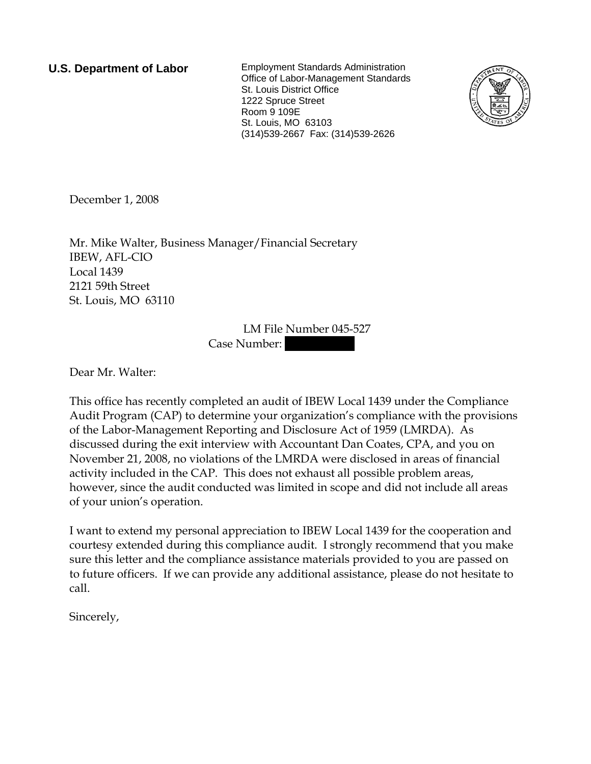**U.S. Department of Labor**

Employment Standards Administration
Office of Labor-Management Standards
St. Louis District Office
1222 Spruce Street
Room 9 109E
St. Louis, MO 63103
(314)539-2667 Fax: (314)539-2626

December 1, 2008

Mr. Mike Walter, Business Manager/Financial Secretary
IBEW, AFL-CIO
Local 1439
2121 59th Street
St. Louis, MO 63110

LM File Number 045-527
Case Number: [REDACTED]

Dear Mr. Walter:

This office has recently completed an audit of IBEW Local 1439 under the Compliance Audit Program (CAP) to determine your organization's compliance with the provisions of the Labor-Management Reporting and Disclosure Act of 1959 (LMRDA). As discussed during the exit interview with Accountant Dan Coates, CPA, and you on November 21, 2008, no violations of the LMRDA were disclosed in areas of financial activity included in the CAP. This does not exhaust all possible problem areas, however, since the audit conducted was limited in scope and did not include all areas of your union's operation.

I want to extend my personal appreciation to IBEW Local 1439 for the cooperation and courtesy extended during this compliance audit. I strongly recommend that you make sure this letter and the compliance assistance materials provided to you are passed on to future officers. If we can provide any additional assistance, please do not hesitate to call.

Sincerely,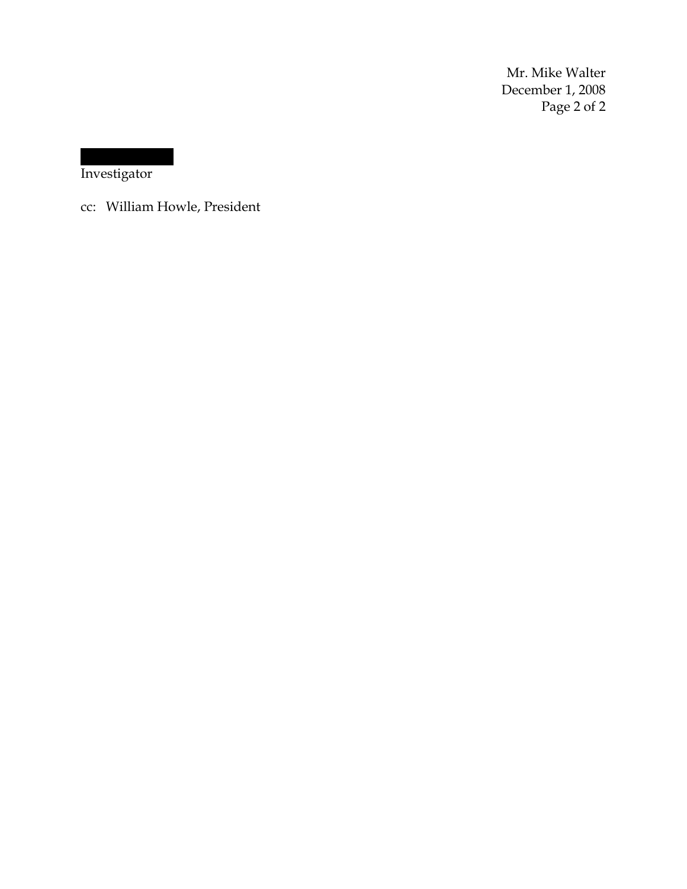Investigator

cc: William Howle, President